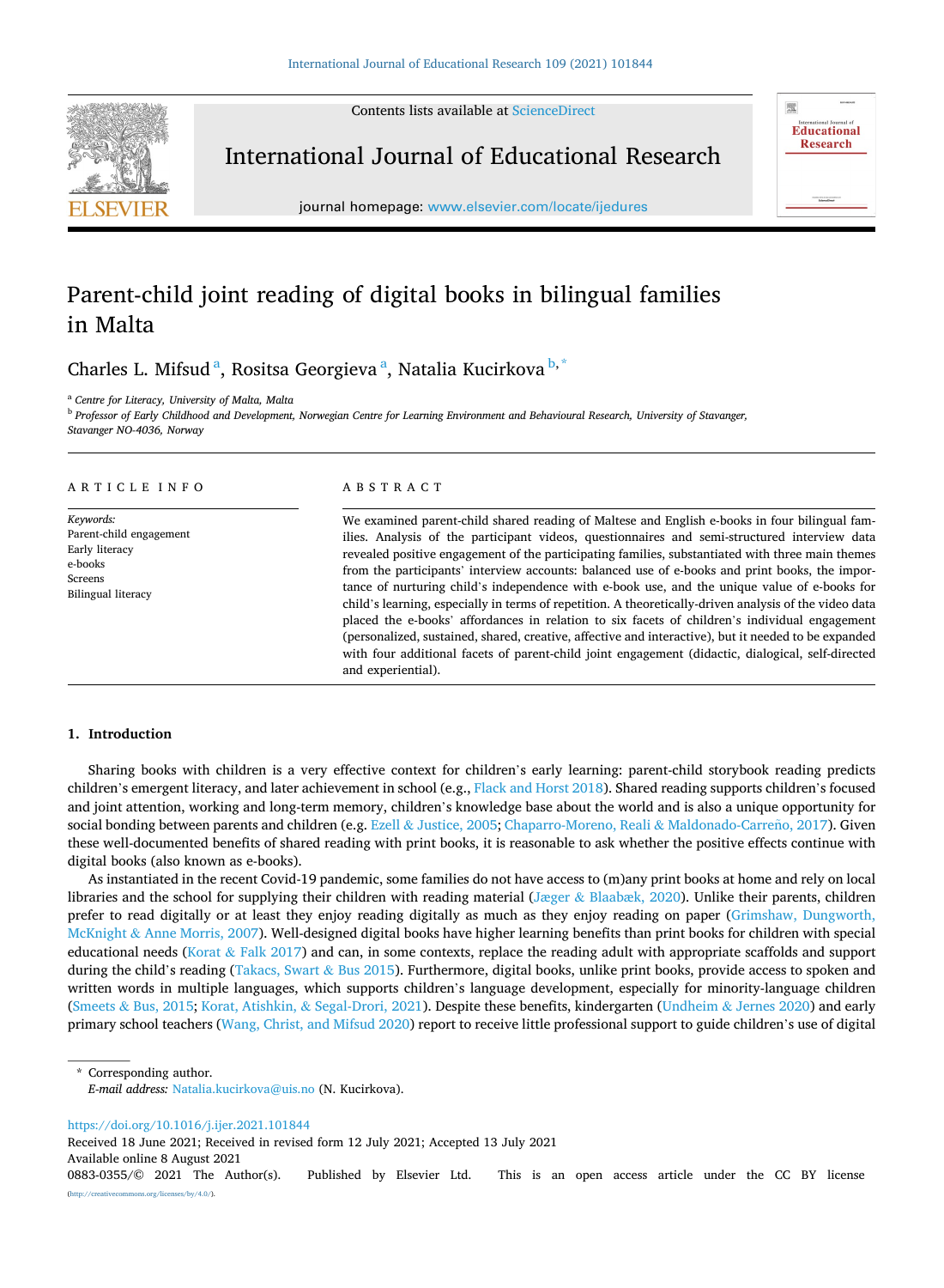# Parent-child joint reading of digital books in bilingual families in Malta

Charles L. Mifsud [a], Rositsa Georgieva [a], Natalia Kucirkova [b,*]

[a] Centre for Literacy, University of Malta, Malta

[b] Professor of Early Childhood and Development, Norwegian Centre for Learning Environment and Behavioural Research, University of Stavanger, Stavanger NO-4036, Norway

## ARTICLE INFO

*Keywords:*
Parent-child engagement
Early literacy
e-books
Screens
Bilingual literacy

## ABSTRACT

We examined parent-child shared reading of Maltese and English e-books in four bilingual families. Analysis of the participant videos, questionnaires and semi-structured interview data revealed positive engagement of the participating families, substantiated with three main themes from the participants' interview accounts: balanced use of e-books and print books, the importance of nurturing child's independence with e-book use, and the unique value of e-books for child's learning, especially in terms of repetition. A theoretically-driven analysis of the video data placed the e-books' affordances in relation to six facets of children's individual engagement (personalized, sustained, shared, creative, affective and interactive), but it needed to be expanded with four additional facets of parent-child joint engagement (didactic, dialogical, self-directed and experiential).

## 1. Introduction

Sharing books with children is a very effective context for children's early learning: parent-child storybook reading predicts children's emergent literacy, and later achievement in school (e.g., Flack and Horst 2018). Shared reading supports children's focused and joint attention, working and long-term memory, children's knowledge base about the world and is also a unique opportunity for social bonding between parents and children (e.g. Ezell & Justice, 2005; Chaparro-Moreno, Reali & Maldonado-Carreño, 2017). Given these well-documented benefits of shared reading with print books, it is reasonable to ask whether the positive effects continue with digital books (also known as e-books).

As instantiated in the recent Covid-19 pandemic, some families do not have access to (m)any print books at home and rely on local libraries and the school for supplying their children with reading material (Jæger & Blaabæk, 2020). Unlike their parents, children prefer to read digitally or at least they enjoy reading digitally as much as they enjoy reading on paper (Grimshaw, Dungworth, McKnight & Anne Morris, 2007). Well-designed digital books have higher learning benefits than print books for children with special educational needs (Korat & Falk 2017) and can, in some contexts, replace the reading adult with appropriate scaffolds and support during the child's reading (Takacs, Swart & Bus 2015). Furthermore, digital books, unlike print books, provide access to spoken and written words in multiple languages, which supports children's language development, especially for minority-language children (Smeets & Bus, 2015; Korat, Atishkin, & Segal-Drori, 2021). Despite these benefits, kindergarten (Undheim & Jernes 2020) and early primary school teachers (Wang, Christ, and Mifsud 2020) report to receive little professional support to guide children's use of digital

\* Corresponding author.
*E-mail address:* Natalia.kucirkova@uis.no (N. Kucirkova).

https://doi.org/10.1016/j.ijer.2021.101844
Received 18 June 2021; Received in revised form 12 July 2021; Accepted 13 July 2021
Available online 8 August 2021
0883-0355/© 2021 The Author(s). Published by Elsevier Ltd. This is an open access article under the CC BY license (http://creativecommons.org/licenses/by/4.0/).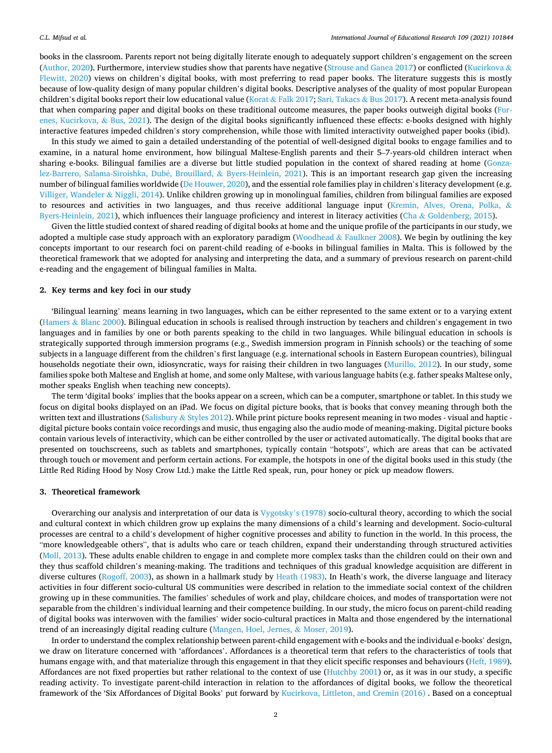books in the classroom. Parents report not being digitally literate enough to adequately support children's engagement on the screen (Author, 2020). Furthermore, interview studies show that parents have negative (Strouse and Ganea 2017) or conflicted (Kucirkova & Flewitt, 2020) views on children's digital books, with most preferring to read paper books. The literature suggests this is mostly because of low-quality design of many popular children's digital books. Descriptive analyses of the quality of most popular European children's digital books report their low educational value (Korat & Falk 2017; Sari, Takacs & Bus 2017). A recent meta-analysis found that when comparing paper and digital books on these traditional outcome measures, the paper books outweigh digital books (Furenes, Kucirkova, & Bus, 2021). The design of the digital books significantly influenced these effects: e-books designed with highly interactive features impeded children's story comprehension, while those with limited interactivity outweighed paper books (ibid).

In this study we aimed to gain a detailed understanding of the potential of well-designed digital books to engage families and to examine, in a natural home environment, how bilingual Maltese-English parents and their 5–7-years-old children interact when sharing e-books. Bilingual families are a diverse but little studied population in the context of shared reading at home (Gonzalez-Barrero, Salama-Siroishka, Dubé, Brouillard, & Byers-Heinlein, 2021). This is an important research gap given the increasing number of bilingual families worldwide (De Houwer, 2020), and the essential role families play in children's literacy development (e.g. Villiger, Wandeler & Niggli, 2014). Unlike children growing up in monolingual families, children from bilingual families are exposed to resources and activities in two languages, and thus receive additional language input (Kremin, Alves, Orena, Polka, & Byers-Heinlein, 2021), which influences their language proficiency and interest in literacy activities (Cha & Goldenberg, 2015).

Given the little studied context of shared reading of digital books at home and the unique profile of the participants in our study, we adopted a multiple case study approach with an exploratory paradigm (Woodhead & Faulkner 2008). We begin by outlining the key concepts important to our research foci on parent-child reading of e-books in bilingual families in Malta. This is followed by the theoretical framework that we adopted for analysing and interpreting the data, and a summary of previous research on parent-child e-reading and the engagement of bilingual families in Malta.

## 2. Key terms and key foci in our study

'Bilingual learning' means learning in two languages**,** which can be either represented to the same extent or to a varying extent (Hamers & Blanc 2000). Bilingual education in schools is realised through instruction by teachers and children's engagement in two languages and in families by one or both parents speaking to the child in two languages. While bilingual education in schools is strategically supported through immersion programs (e.g., Swedish immersion program in Finnish schools) or the teaching of some subjects in a language different from the children's first language (e.g. international schools in Eastern European countries), bilingual households negotiate their own, idiosyncratic, ways for raising their children in two languages (Murillo, 2012). In our study, some families spoke both Maltese and English at home, and some only Maltese, with various language habits (e.g. father speaks Maltese only, mother speaks English when teaching new concepts).

The term 'digital books' implies that the books appear on a screen, which can be a computer, smartphone or tablet. In this study we focus on digital books displayed on an iPad. We focus on digital picture books, that is books that convey meaning through both the written text and illustrations (Salisbury & Styles 2012). While print picture books represent meaning in two modes - visual and haptic - digital picture books contain voice recordings and music, thus engaging also the audio mode of meaning-making. Digital picture books contain various levels of interactivity, which can be either controlled by the user or activated automatically. The digital books that are presented on touchscreens, such as tablets and smartphones, typically contain "hotspots", which are areas that can be activated through touch or movement and perform certain actions. For example, the hotspots in one of the digital books used in this study (the Little Red Riding Hood by Nosy Crow Ltd.) make the Little Red speak, run, pour honey or pick up meadow flowers.

## 3. Theoretical framework

Overarching our analysis and interpretation of our data is Vygotsky's (1978) socio-cultural theory, according to which the social and cultural context in which children grow up explains the many dimensions of a child's learning and development. Socio-cultural processes are central to a child's development of higher cognitive processes and ability to function in the world. In this process, the "more knowledgeable others", that is adults who care or teach children, expand their understanding through structured activities (Moll, 2013). These adults enable children to engage in and complete more complex tasks than the children could on their own and they thus scaffold children's meaning-making. The traditions and techniques of this gradual knowledge acquisition are different in diverse cultures (Rogoff, 2003), as shown in a hallmark study by Heath (1983). In Heath's work, the diverse language and literacy activities in four different socio-cultural US communities were described in relation to the immediate social context of the children growing up in these communities. The families' schedules of work and play, childcare choices, and modes of transportation were not separable from the children's individual learning and their competence building. In our study, the micro focus on parent-child reading of digital books was interwoven with the families' wider socio-cultural practices in Malta and those engendered by the international trend of an increasingly digital reading culture (Mangen, Hoel, Jernes, & Moser, 2019).

In order to understand the complex relationship between parent-child engagement with e-books and the individual e-books' design, we draw on literature concerned with 'affordances'. Affordances is a theoretical term that refers to the characteristics of tools that humans engage with, and that materialize through this engagement in that they elicit specific responses and behaviours (Heft, 1989). Affordances are not fixed properties but rather relational to the context of use (Hutchby 2001) or, as it was in our study, a specific reading activity. To investigate parent-child interaction in relation to the affordances of digital books, we follow the theoretical framework of the 'Six Affordances of Digital Books' put forward by Kucirkova, Littleton, and Cremin (2016) . Based on a conceptual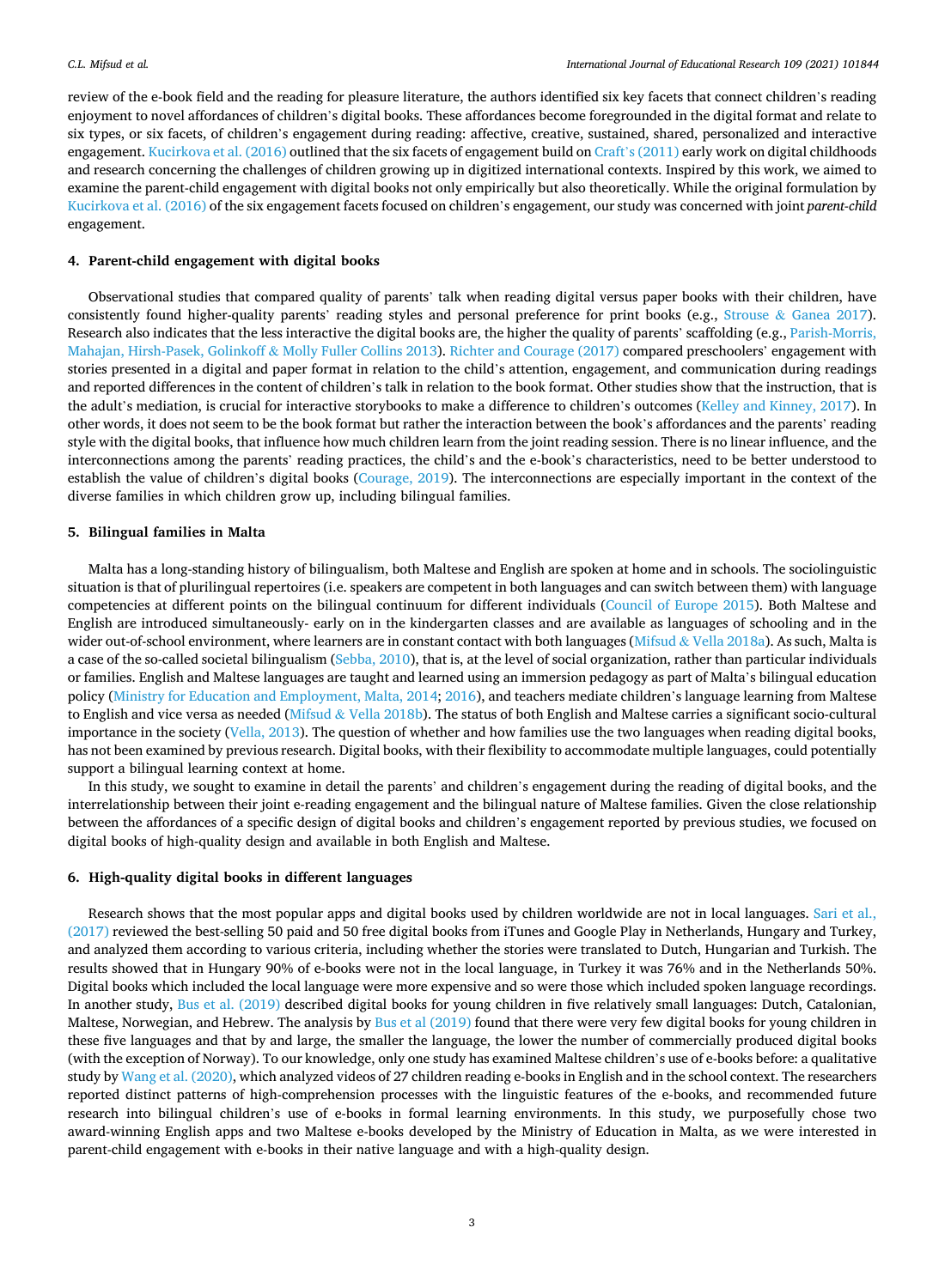review of the e-book field and the reading for pleasure literature, the authors identified six key facets that connect children's reading enjoyment to novel affordances of children's digital books. These affordances become foregrounded in the digital format and relate to six types, or six facets, of children's engagement during reading: affective, creative, sustained, shared, personalized and interactive engagement. Kucirkova et al. (2016) outlined that the six facets of engagement build on Craft's (2011) early work on digital childhoods and research concerning the challenges of children growing up in digitized international contexts. Inspired by this work, we aimed to examine the parent-child engagement with digital books not only empirically but also theoretically. While the original formulation by Kucirkova et al. (2016) of the six engagement facets focused on children's engagement, our study was concerned with joint *parent-child* engagement.

## 4. Parent-child engagement with digital books

Observational studies that compared quality of parents' talk when reading digital versus paper books with their children, have consistently found higher-quality parents' reading styles and personal preference for print books (e.g., Strouse & Ganea 2017). Research also indicates that the less interactive the digital books are, the higher the quality of parents' scaffolding (e.g., Parish-Morris, Mahajan, Hirsh-Pasek, Golinkoff & Molly Fuller Collins 2013). Richter and Courage (2017) compared preschoolers' engagement with stories presented in a digital and paper format in relation to the child's attention, engagement, and communication during readings and reported differences in the content of children's talk in relation to the book format. Other studies show that the instruction, that is the adult's mediation, is crucial for interactive storybooks to make a difference to children's outcomes (Kelley and Kinney, 2017). In other words, it does not seem to be the book format but rather the interaction between the book's affordances and the parents' reading style with the digital books, that influence how much children learn from the joint reading session. There is no linear influence, and the interconnections among the parents' reading practices, the child's and the e-book's characteristics, need to be better understood to establish the value of children's digital books (Courage, 2019). The interconnections are especially important in the context of the diverse families in which children grow up, including bilingual families.

## 5. Bilingual families in Malta

Malta has a long-standing history of bilingualism, both Maltese and English are spoken at home and in schools. The sociolinguistic situation is that of plurilingual repertoires (i.e. speakers are competent in both languages and can switch between them) with language competencies at different points on the bilingual continuum for different individuals (Council of Europe 2015). Both Maltese and English are introduced simultaneously- early on in the kindergarten classes and are available as languages of schooling and in the wider out-of-school environment, where learners are in constant contact with both languages (Mifsud & Vella 2018a). As such, Malta is a case of the so-called societal bilingualism (Sebba, 2010), that is, at the level of social organization, rather than particular individuals or families. English and Maltese languages are taught and learned using an immersion pedagogy as part of Malta's bilingual education policy (Ministry for Education and Employment, Malta, 2014; 2016), and teachers mediate children's language learning from Maltese to English and vice versa as needed (Mifsud & Vella 2018b). The status of both English and Maltese carries a significant socio-cultural importance in the society (Vella, 2013). The question of whether and how families use the two languages when reading digital books, has not been examined by previous research. Digital books, with their flexibility to accommodate multiple languages, could potentially support a bilingual learning context at home.

In this study, we sought to examine in detail the parents' and children's engagement during the reading of digital books, and the interrelationship between their joint e-reading engagement and the bilingual nature of Maltese families. Given the close relationship between the affordances of a specific design of digital books and children's engagement reported by previous studies, we focused on digital books of high-quality design and available in both English and Maltese.

## 6. High-quality digital books in different languages

Research shows that the most popular apps and digital books used by children worldwide are not in local languages. Sari et al., (2017) reviewed the best-selling 50 paid and 50 free digital books from iTunes and Google Play in Netherlands, Hungary and Turkey, and analyzed them according to various criteria, including whether the stories were translated to Dutch, Hungarian and Turkish. The results showed that in Hungary 90% of e-books were not in the local language, in Turkey it was 76% and in the Netherlands 50%. Digital books which included the local language were more expensive and so were those which included spoken language recordings. In another study, Bus et al. (2019) described digital books for young children in five relatively small languages: Dutch, Catalonian, Maltese, Norwegian, and Hebrew. The analysis by Bus et al (2019) found that there were very few digital books for young children in these five languages and that by and large, the smaller the language, the lower the number of commercially produced digital books (with the exception of Norway). To our knowledge, only one study has examined Maltese children's use of e-books before: a qualitative study by Wang et al. (2020), which analyzed videos of 27 children reading e-books in English and in the school context. The researchers reported distinct patterns of high-comprehension processes with the linguistic features of the e-books, and recommended future research into bilingual children's use of e-books in formal learning environments. In this study, we purposefully chose two award-winning English apps and two Maltese e-books developed by the Ministry of Education in Malta, as we were interested in parent-child engagement with e-books in their native language and with a high-quality design.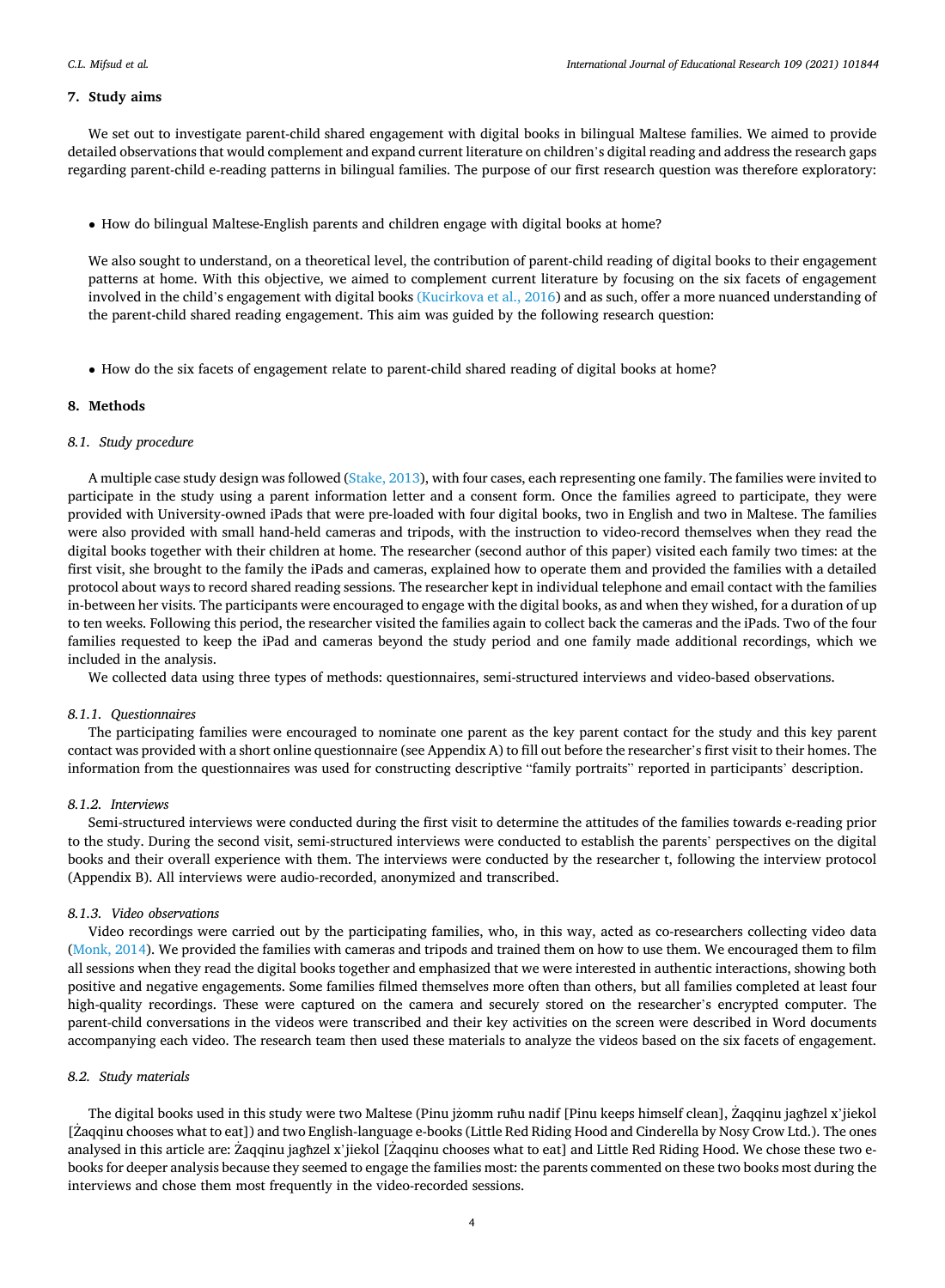## 7. Study aims

We set out to investigate parent-child shared engagement with digital books in bilingual Maltese families. We aimed to provide detailed observations that would complement and expand current literature on children's digital reading and address the research gaps regarding parent-child e-reading patterns in bilingual families. The purpose of our first research question was therefore exploratory:

- How do bilingual Maltese-English parents and children engage with digital books at home?

We also sought to understand, on a theoretical level, the contribution of parent-child reading of digital books to their engagement patterns at home. With this objective, we aimed to complement current literature by focusing on the six facets of engagement involved in the child's engagement with digital books (Kucirkova et al., 2016) and as such, offer a more nuanced understanding of the parent-child shared reading engagement. This aim was guided by the following research question:

- How do the six facets of engagement relate to parent-child shared reading of digital books at home?

## 8. Methods

### 8.1. Study procedure

A multiple case study design was followed (Stake, 2013), with four cases, each representing one family. The families were invited to participate in the study using a parent information letter and a consent form. Once the families agreed to participate, they were provided with University-owned iPads that were pre-loaded with four digital books, two in English and two in Maltese. The families were also provided with small hand-held cameras and tripods, with the instruction to video-record themselves when they read the digital books together with their children at home. The researcher (second author of this paper) visited each family two times: at the first visit, she brought to the family the iPads and cameras, explained how to operate them and provided the families with a detailed protocol about ways to record shared reading sessions. The researcher kept in individual telephone and email contact with the families in-between her visits. The participants were encouraged to engage with the digital books, as and when they wished, for a duration of up to ten weeks. Following this period, the researcher visited the families again to collect back the cameras and the iPads. Two of the four families requested to keep the iPad and cameras beyond the study period and one family made additional recordings, which we included in the analysis.

We collected data using three types of methods: questionnaires, semi-structured interviews and video-based observations.

#### 8.1.1. Questionnaires

The participating families were encouraged to nominate one parent as the key parent contact for the study and this key parent contact was provided with a short online questionnaire (see Appendix A) to fill out before the researcher's first visit to their homes. The information from the questionnaires was used for constructing descriptive "family portraits" reported in participants' description.

#### 8.1.2. Interviews

Semi-structured interviews were conducted during the first visit to determine the attitudes of the families towards e-reading prior to the study. During the second visit, semi-structured interviews were conducted to establish the parents' perspectives on the digital books and their overall experience with them. The interviews were conducted by the researcher t, following the interview protocol (Appendix B). All interviews were audio-recorded, anonymized and transcribed.

#### 8.1.3. Video observations

Video recordings were carried out by the participating families, who, in this way, acted as co-researchers collecting video data (Monk, 2014). We provided the families with cameras and tripods and trained them on how to use them. We encouraged them to film all sessions when they read the digital books together and emphasized that we were interested in authentic interactions, showing both positive and negative engagements. Some families filmed themselves more often than others, but all families completed at least four high-quality recordings. These were captured on the camera and securely stored on the researcher's encrypted computer. The parent-child conversations in the videos were transcribed and their key activities on the screen were described in Word documents accompanying each video. The research team then used these materials to analyze the videos based on the six facets of engagement.

### 8.2. Study materials

The digital books used in this study were two Maltese (Pinu jżomm ruħu nadif [Pinu keeps himself clean], Żaqqinu jagħżel x'jiekol [Żaqqinu chooses what to eat]) and two English-language e-books (Little Red Riding Hood and Cinderella by Nosy Crow Ltd.). The ones analysed in this article are: Żaqqinu jagħżel x'jiekol [Żaqqinu chooses what to eat] and Little Red Riding Hood. We chose these two e-books for deeper analysis because they seemed to engage the families most: the parents commented on these two books most during the interviews and chose them most frequently in the video-recorded sessions.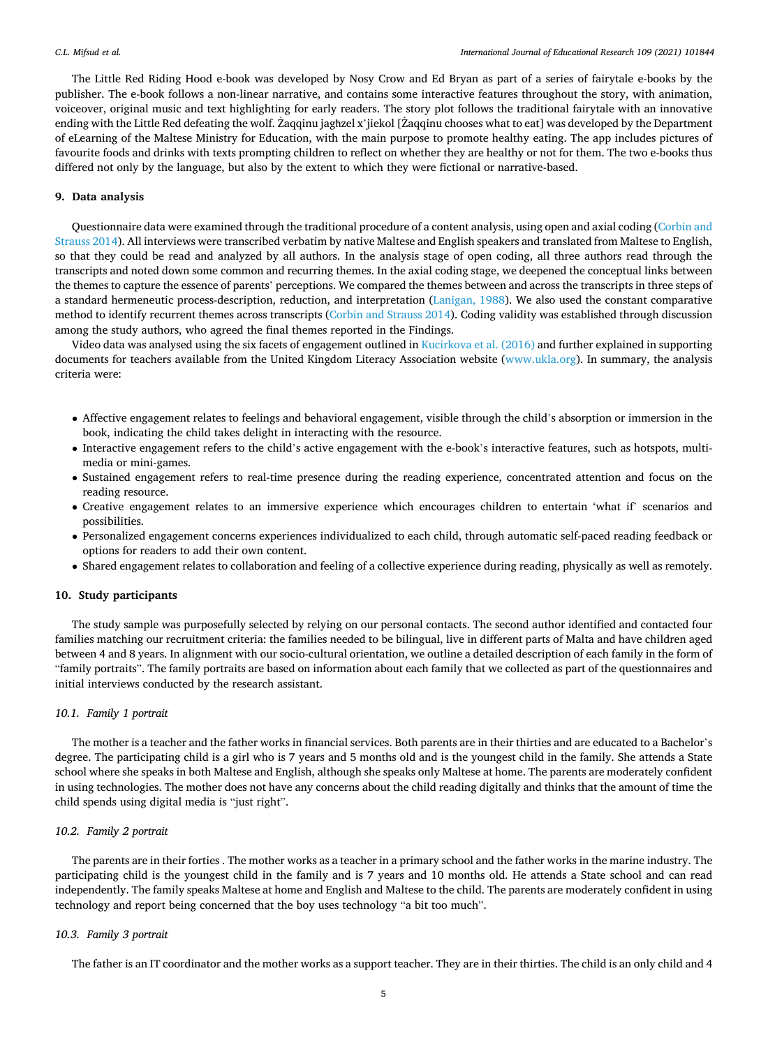The Little Red Riding Hood e-book was developed by Nosy Crow and Ed Bryan as part of a series of fairytale e-books by the publisher. The e-book follows a non-linear narrative, and contains some interactive features throughout the story, with animation, voiceover, original music and text highlighting for early readers. The story plot follows the traditional fairytale with an innovative ending with the Little Red defeating the wolf. Żaqqinu jagħżel x'jiekol [Żaqqinu chooses what to eat] was developed by the Department of eLearning of the Maltese Ministry for Education, with the main purpose to promote healthy eating. The app includes pictures of favourite foods and drinks with texts prompting children to reflect on whether they are healthy or not for them. The two e-books thus differed not only by the language, but also by the extent to which they were fictional or narrative-based.

## 9. Data analysis

Questionnaire data were examined through the traditional procedure of a content analysis, using open and axial coding (Corbin and Strauss 2014). All interviews were transcribed verbatim by native Maltese and English speakers and translated from Maltese to English, so that they could be read and analyzed by all authors. In the analysis stage of open coding, all three authors read through the transcripts and noted down some common and recurring themes. In the axial coding stage, we deepened the conceptual links between the themes to capture the essence of parents' perceptions. We compared the themes between and across the transcripts in three steps of a standard hermeneutic process-description, reduction, and interpretation (Lanigan, 1988). We also used the constant comparative method to identify recurrent themes across transcripts (Corbin and Strauss 2014). Coding validity was established through discussion among the study authors, who agreed the final themes reported in the Findings.

Video data was analysed using the six facets of engagement outlined in Kucirkova et al. (2016) and further explained in supporting documents for teachers available from the United Kingdom Literacy Association website (www.ukla.org). In summary, the analysis criteria were:

- Affective engagement relates to feelings and behavioral engagement, visible through the child's absorption or immersion in the book, indicating the child takes delight in interacting with the resource.
- Interactive engagement refers to the child's active engagement with the e-book's interactive features, such as hotspots, multimedia or mini-games.
- Sustained engagement refers to real-time presence during the reading experience, concentrated attention and focus on the reading resource.
- Creative engagement relates to an immersive experience which encourages children to entertain 'what if' scenarios and possibilities.
- Personalized engagement concerns experiences individualized to each child, through automatic self-paced reading feedback or options for readers to add their own content.
- Shared engagement relates to collaboration and feeling of a collective experience during reading, physically as well as remotely.

## 10. Study participants

The study sample was purposefully selected by relying on our personal contacts. The second author identified and contacted four families matching our recruitment criteria: the families needed to be bilingual, live in different parts of Malta and have children aged between 4 and 8 years. In alignment with our socio-cultural orientation, we outline a detailed description of each family in the form of "family portraits". The family portraits are based on information about each family that we collected as part of the questionnaires and initial interviews conducted by the research assistant.

### *10.1. Family 1 portrait*

The mother is a teacher and the father works in financial services. Both parents are in their thirties and are educated to a Bachelor's degree. The participating child is a girl who is 7 years and 5 months old and is the youngest child in the family. She attends a State school where she speaks in both Maltese and English, although she speaks only Maltese at home. The parents are moderately confident in using technologies. The mother does not have any concerns about the child reading digitally and thinks that the amount of time the child spends using digital media is "just right".

### *10.2. Family 2 portrait*

The parents are in their forties . The mother works as a teacher in a primary school and the father works in the marine industry. The participating child is the youngest child in the family and is 7 years and 10 months old. He attends a State school and can read independently. The family speaks Maltese at home and English and Maltese to the child. The parents are moderately confident in using technology and report being concerned that the boy uses technology "a bit too much".

### *10.3. Family 3 portrait*

The father is an IT coordinator and the mother works as a support teacher. They are in their thirties. The child is an only child and 4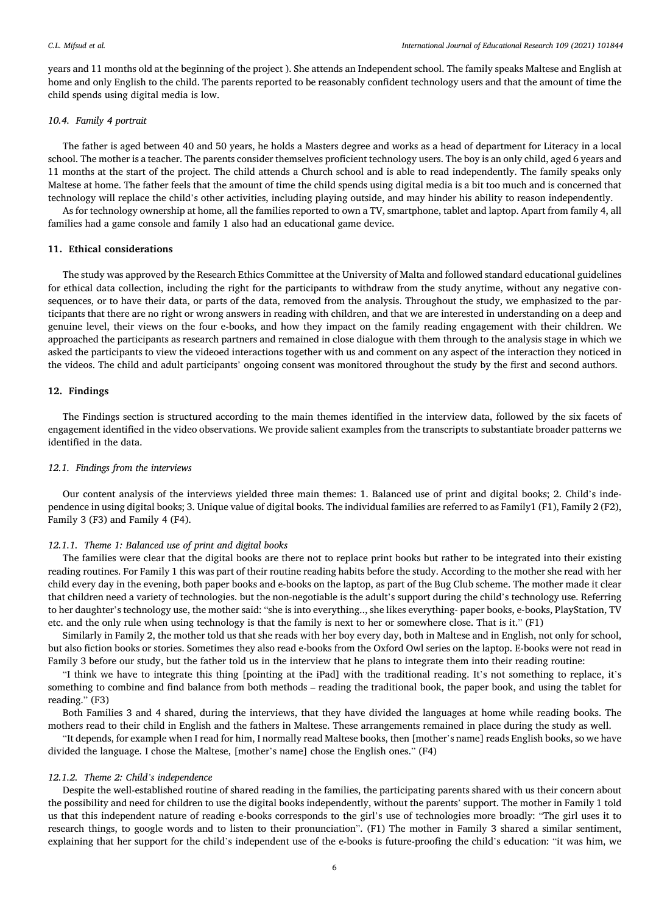years and 11 months old at the beginning of the project ). She attends an Independent school. The family speaks Maltese and English at home and only English to the child. The parents reported to be reasonably confident technology users and that the amount of time the child spends using digital media is low.

### 10.4. Family 4 portrait

The father is aged between 40 and 50 years, he holds a Masters degree and works as a head of department for Literacy in a local school. The mother is a teacher. The parents consider themselves proficient technology users. The boy is an only child, aged 6 years and 11 months at the start of the project. The child attends a Church school and is able to read independently. The family speaks only Maltese at home. The father feels that the amount of time the child spends using digital media is a bit too much and is concerned that technology will replace the child's other activities, including playing outside, and may hinder his ability to reason independently.

As for technology ownership at home, all the families reported to own a TV, smartphone, tablet and laptop. Apart from family 4, all families had a game console and family 1 also had an educational game device.

## 11. Ethical considerations

The study was approved by the Research Ethics Committee at the University of Malta and followed standard educational guidelines for ethical data collection, including the right for the participants to withdraw from the study anytime, without any negative consequences, or to have their data, or parts of the data, removed from the analysis. Throughout the study, we emphasized to the participants that there are no right or wrong answers in reading with children, and that we are interested in understanding on a deep and genuine level, their views on the four e-books, and how they impact on the family reading engagement with their children. We approached the participants as research partners and remained in close dialogue with them through to the analysis stage in which we asked the participants to view the videoed interactions together with us and comment on any aspect of the interaction they noticed in the videos. The child and adult participants' ongoing consent was monitored throughout the study by the first and second authors.

## 12. Findings

The Findings section is structured according to the main themes identified in the interview data, followed by the six facets of engagement identified in the video observations. We provide salient examples from the transcripts to substantiate broader patterns we identified in the data.

### 12.1. Findings from the interviews

Our content analysis of the interviews yielded three main themes: 1. Balanced use of print and digital books; 2. Child's independence in using digital books; 3. Unique value of digital books. The individual families are referred to as Family1 (F1), Family 2 (F2), Family 3 (F3) and Family 4 (F4).

#### 12.1.1. Theme 1: Balanced use of print and digital books

The families were clear that the digital books are there not to replace print books but rather to be integrated into their existing reading routines. For Family 1 this was part of their routine reading habits before the study. According to the mother she read with her child every day in the evening, both paper books and e-books on the laptop, as part of the Bug Club scheme. The mother made it clear that children need a variety of technologies. but the non-negotiable is the adult's support during the child's technology use. Referring to her daughter's technology use, the mother said: "she is into everything.., she likes everything- paper books, e-books, PlayStation, TV etc. and the only rule when using technology is that the family is next to her or somewhere close. That is it." (F1)

Similarly in Family 2, the mother told us that she reads with her boy every day, both in Maltese and in English, not only for school, but also fiction books or stories. Sometimes they also read e-books from the Oxford Owl series on the laptop. E-books were not read in Family 3 before our study, but the father told us in the interview that he plans to integrate them into their reading routine:

"I think we have to integrate this thing [pointing at the iPad] with the traditional reading. It's not something to replace, it's something to combine and find balance from both methods – reading the traditional book, the paper book, and using the tablet for reading." (F3)

Both Families 3 and 4 shared, during the interviews, that they have divided the languages at home while reading books. The mothers read to their child in English and the fathers in Maltese. These arrangements remained in place during the study as well.

"It depends, for example when I read for him, I normally read Maltese books, then [mother's name] reads English books, so we have divided the language. I chose the Maltese, [mother's name] chose the English ones." (F4)

#### 12.1.2. Theme 2: Child's independence

Despite the well-established routine of shared reading in the families, the participating parents shared with us their concern about the possibility and need for children to use the digital books independently, without the parents' support. The mother in Family 1 told us that this independent nature of reading e-books corresponds to the girl's use of technologies more broadly: "The girl uses it to research things, to google words and to listen to their pronunciation". (F1) The mother in Family 3 shared a similar sentiment, explaining that her support for the child's independent use of the e-books is future-proofing the child's education: "it was him, we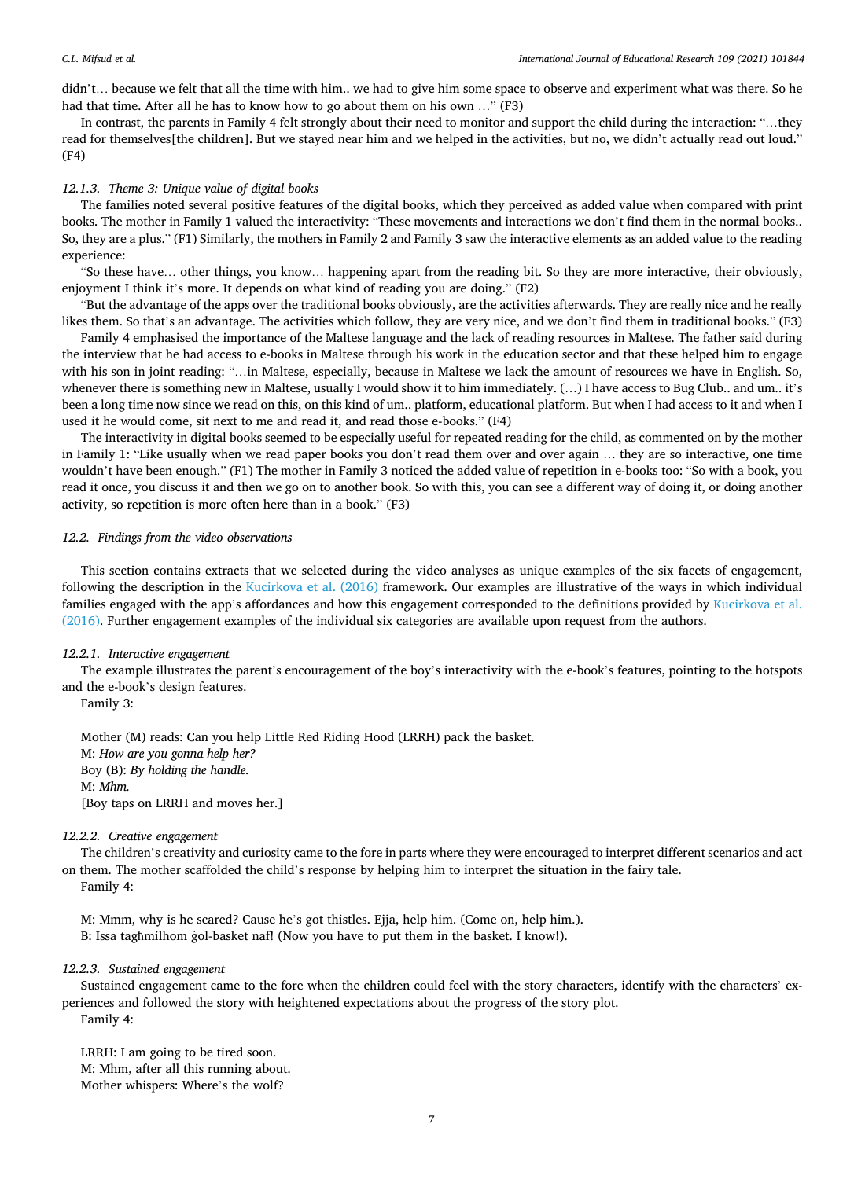didn't… because we felt that all the time with him.. we had to give him some space to observe and experiment what was there. So he had that time. After all he has to know how to go about them on his own …" (F3)

In contrast, the parents in Family 4 felt strongly about their need to monitor and support the child during the interaction: "…they read for themselves[the children]. But we stayed near him and we helped in the activities, but no, we didn't actually read out loud." (F4)

### 12.1.3. Theme 3: Unique value of digital books

The families noted several positive features of the digital books, which they perceived as added value when compared with print books. The mother in Family 1 valued the interactivity: "These movements and interactions we don't find them in the normal books.. So, they are a plus." (F1) Similarly, the mothers in Family 2 and Family 3 saw the interactive elements as an added value to the reading experience:

"So these have… other things, you know… happening apart from the reading bit. So they are more interactive, their obviously, enjoyment I think it's more. It depends on what kind of reading you are doing." (F2)

"But the advantage of the apps over the traditional books obviously, are the activities afterwards. They are really nice and he really likes them. So that's an advantage. The activities which follow, they are very nice, and we don't find them in traditional books." (F3)

Family 4 emphasised the importance of the Maltese language and the lack of reading resources in Maltese. The father said during the interview that he had access to e-books in Maltese through his work in the education sector and that these helped him to engage with his son in joint reading: "…in Maltese, especially, because in Maltese we lack the amount of resources we have in English. So, whenever there is something new in Maltese, usually I would show it to him immediately. (…) I have access to Bug Club.. and um.. it's been a long time now since we read on this, on this kind of um.. platform, educational platform. But when I had access to it and when I used it he would come, sit next to me and read it, and read those e-books." (F4)

The interactivity in digital books seemed to be especially useful for repeated reading for the child, as commented on by the mother in Family 1: "Like usually when we read paper books you don't read them over and over again … they are so interactive, one time wouldn't have been enough." (F1) The mother in Family 3 noticed the added value of repetition in e-books too: "So with a book, you read it once, you discuss it and then we go on to another book. So with this, you can see a different way of doing it, or doing another activity, so repetition is more often here than in a book." (F3)

## 12.2. Findings from the video observations

This section contains extracts that we selected during the video analyses as unique examples of the six facets of engagement, following the description in the Kucirkova et al. (2016) framework. Our examples are illustrative of the ways in which individual families engaged with the app's affordances and how this engagement corresponded to the definitions provided by Kucirkova et al. (2016). Further engagement examples of the individual six categories are available upon request from the authors.

### 12.2.1. Interactive engagement

The example illustrates the parent's encouragement of the boy's interactivity with the e-book's features, pointing to the hotspots and the e-book's design features.

Family 3:

Mother (M) reads: Can you help Little Red Riding Hood (LRRH) pack the basket.
M: *How are you gonna help her?*
Boy (B): *By holding the handle.*
M: *Mhm.*
[Boy taps on LRRH and moves her.]

### 12.2.2. Creative engagement

The children's creativity and curiosity came to the fore in parts where they were encouraged to interpret different scenarios and act on them. The mother scaffolded the child's response by helping him to interpret the situation in the fairy tale.

Family 4:

M: Mmm, why is he scared? Cause he's got thistles. Ejja, help him. (Come on, help him.).
B: Issa tagħmilhom ġol-basket naf! (Now you have to put them in the basket. I know!).

### 12.2.3. Sustained engagement

Sustained engagement came to the fore when the children could feel with the story characters, identify with the characters' experiences and followed the story with heightened expectations about the progress of the story plot.

Family 4:

LRRH: I am going to be tired soon.
M: Mhm, after all this running about.
Mother whispers: Where's the wolf?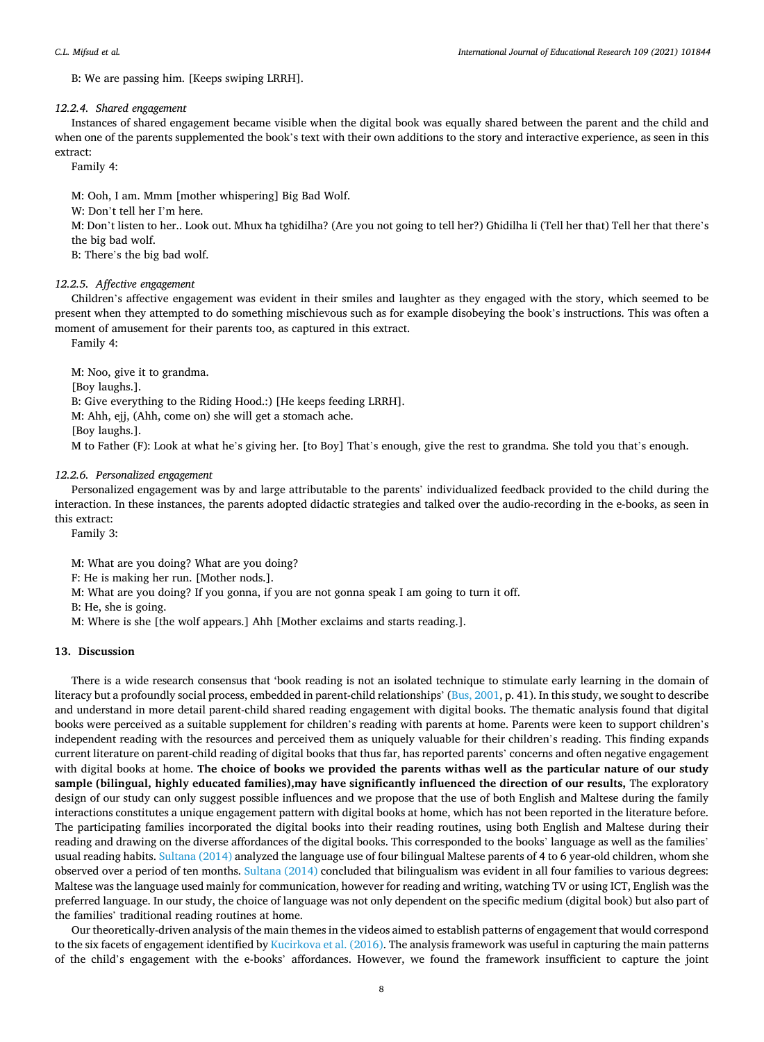B: We are passing him. [Keeps swiping LRRH].

#### 12.2.4. Shared engagement

Instances of shared engagement became visible when the digital book was equally shared between the parent and the child and when one of the parents supplemented the book's text with their own additions to the story and interactive experience, as seen in this extract:

Family 4:

M: Ooh, I am. Mmm [mother whispering] Big Bad Wolf.

W: Don't tell her I'm here.

M: Don't listen to her.. Look out. Mhux ħa tgħidilha? (Are you not going to tell her?) Għidilha li (Tell her that) Tell her that there's the big bad wolf.

B: There's the big bad wolf.

#### 12.2.5. Affective engagement

Children's affective engagement was evident in their smiles and laughter as they engaged with the story, which seemed to be present when they attempted to do something mischievous such as for example disobeying the book's instructions. This was often a moment of amusement for their parents too, as captured in this extract.

Family 4:

M: Noo, give it to grandma.

[Boy laughs.].

B: Give everything to the Riding Hood.:) [He keeps feeding LRRH].

M: Ahh, ejj, (Ahh, come on) she will get a stomach ache.

[Boy laughs.].

M to Father (F): Look at what he's giving her. [to Boy] That's enough, give the rest to grandma. She told you that's enough.

#### 12.2.6. Personalized engagement

Personalized engagement was by and large attributable to the parents' individualized feedback provided to the child during the interaction. In these instances, the parents adopted didactic strategies and talked over the audio-recording in the e-books, as seen in this extract:

Family 3:

M: What are you doing? What are you doing?

F: He is making her run. [Mother nods.].

M: What are you doing? If you gonna, if you are not gonna speak I am going to turn it off.

B: He, she is going.

M: Where is she [the wolf appears.] Ahh [Mother exclaims and starts reading.].

## 13. Discussion

There is a wide research consensus that 'book reading is not an isolated technique to stimulate early learning in the domain of literacy but a profoundly social process, embedded in parent-child relationships' (Bus, 2001, p. 41). In this study, we sought to describe and understand in more detail parent-child shared reading engagement with digital books. The thematic analysis found that digital books were perceived as a suitable supplement for children's reading with parents at home. Parents were keen to support children's independent reading with the resources and perceived them as uniquely valuable for their children's reading. This finding expands current literature on parent-child reading of digital books that thus far, has reported parents' concerns and often negative engagement with digital books at home. **The choice of books we provided the parents withas well as the particular nature of our study sample (bilingual, highly educated families),may have significantly influenced the direction of our results,** The exploratory design of our study can only suggest possible influences and we propose that the use of both English and Maltese during the family interactions constitutes a unique engagement pattern with digital books at home, which has not been reported in the literature before. The participating families incorporated the digital books into their reading routines, using both English and Maltese during their reading and drawing on the diverse affordances of the digital books. This corresponded to the books' language as well as the families' usual reading habits. Sultana (2014) analyzed the language use of four bilingual Maltese parents of 4 to 6 year-old children, whom she observed over a period of ten months. Sultana (2014) concluded that bilingualism was evident in all four families to various degrees: Maltese was the language used mainly for communication, however for reading and writing, watching TV or using ICT, English was the preferred language. In our study, the choice of language was not only dependent on the specific medium (digital book) but also part of the families' traditional reading routines at home.

Our theoretically-driven analysis of the main themes in the videos aimed to establish patterns of engagement that would correspond to the six facets of engagement identified by Kucirkova et al. (2016). The analysis framework was useful in capturing the main patterns of the child's engagement with the e-books' affordances. However, we found the framework insufficient to capture the joint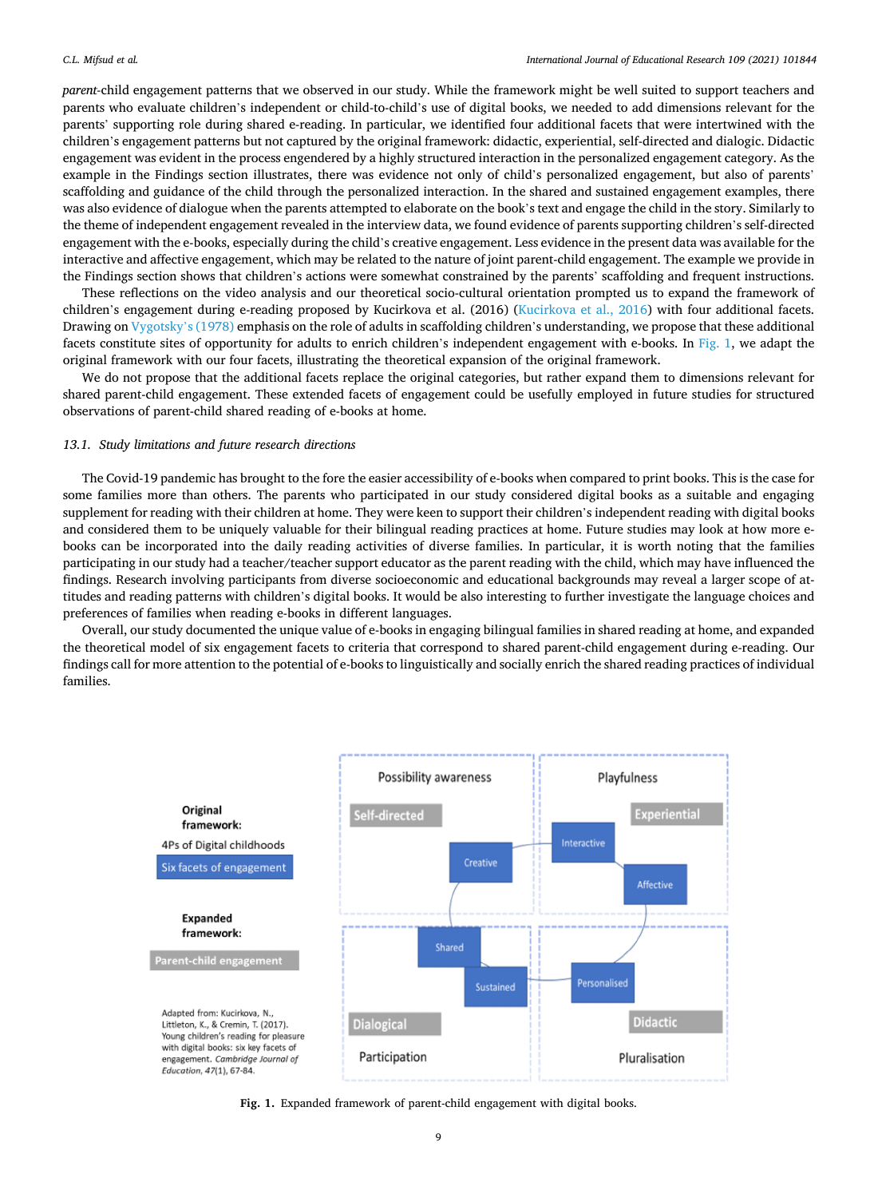*parent*-child engagement patterns that we observed in our study. While the framework might be well suited to support teachers and parents who evaluate children's independent or child-to-child's use of digital books, we needed to add dimensions relevant for the parents' supporting role during shared e-reading. In particular, we identified four additional facets that were intertwined with the children's engagement patterns but not captured by the original framework: didactic, experiential, self-directed and dialogic. Didactic engagement was evident in the process engendered by a highly structured interaction in the personalized engagement category. As the example in the Findings section illustrates, there was evidence not only of child's personalized engagement, but also of parents' scaffolding and guidance of the child through the personalized interaction. In the shared and sustained engagement examples, there was also evidence of dialogue when the parents attempted to elaborate on the book's text and engage the child in the story. Similarly to the theme of independent engagement revealed in the interview data, we found evidence of parents supporting children's self-directed engagement with the e-books, especially during the child's creative engagement. Less evidence in the present data was available for the interactive and affective engagement, which may be related to the nature of joint parent-child engagement. The example we provide in the Findings section shows that children's actions were somewhat constrained by the parents' scaffolding and frequent instructions.

These reflections on the video analysis and our theoretical socio-cultural orientation prompted us to expand the framework of children's engagement during e-reading proposed by Kucirkova et al. (2016) (Kucirkova et al., 2016) with four additional facets. Drawing on Vygotsky's (1978) emphasis on the role of adults in scaffolding children's understanding, we propose that these additional facets constitute sites of opportunity for adults to enrich children's independent engagement with e-books. In Fig. 1, we adapt the original framework with our four facets, illustrating the theoretical expansion of the original framework.

We do not propose that the additional facets replace the original categories, but rather expand them to dimensions relevant for shared parent-child engagement. These extended facets of engagement could be usefully employed in future studies for structured observations of parent-child shared reading of e-books at home.

### 13.1. Study limitations and future research directions

The Covid-19 pandemic has brought to the fore the easier accessibility of e-books when compared to print books. This is the case for some families more than others. The parents who participated in our study considered digital books as a suitable and engaging supplement for reading with their children at home. They were keen to support their children's independent reading with digital books and considered them to be uniquely valuable for their bilingual reading practices at home. Future studies may look at how more e-books can be incorporated into the daily reading activities of diverse families. In particular, it is worth noting that the families participating in our study had a teacher/teacher support educator as the parent reading with the child, which may have influenced the findings. Research involving participants from diverse socioeconomic and educational backgrounds may reveal a larger scope of attitudes and reading patterns with children's digital books. It would be also interesting to further investigate the language choices and preferences of families when reading e-books in different languages.

Overall, our study documented the unique value of e-books in engaging bilingual families in shared reading at home, and expanded the theoretical model of six engagement facets to criteria that correspond to shared parent-child engagement during e-reading. Our findings call for more attention to the potential of e-books to linguistically and socially enrich the shared reading practices of individual families.

**Fig. 1.** Expanded framework of parent-child engagement with digital books.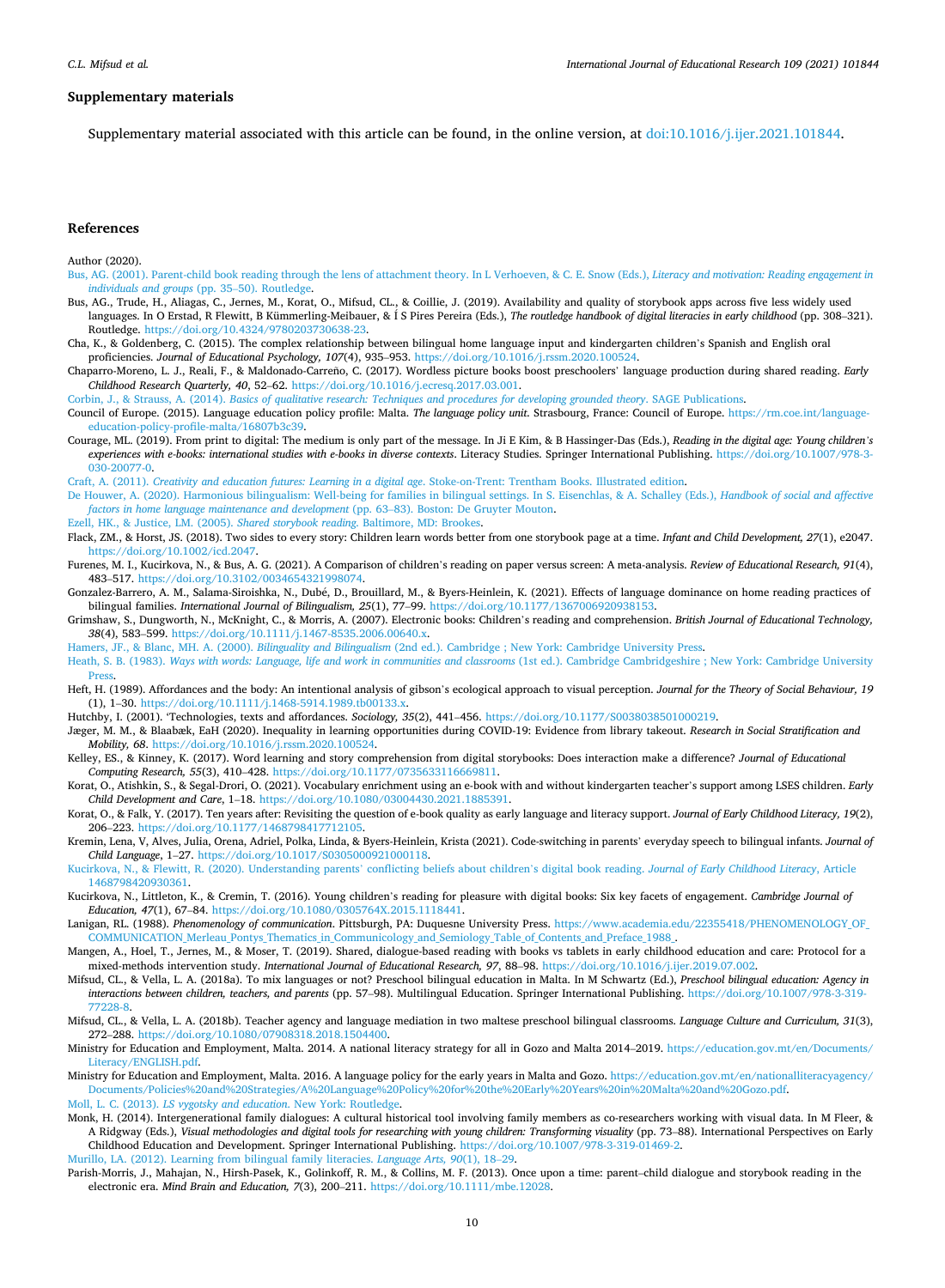## Supplementary materials

Supplementary material associated with this article can be found, in the online version, at doi:10.1016/j.ijer.2021.101844.

## References

Author (2020).

Bus, AG. (2001). Parent-child book reading through the lens of attachment theory. In L Verhoeven, & C. E. Snow (Eds.), *Literacy and motivation: Reading engagement in individuals and groups* (pp. 35–50). Routledge.

Bus, AG., Trude, H., Aliagas, C., Jernes, M., Korat, O., Mifsud, CL., & Coillie, J. (2019). Availability and quality of storybook apps across five less widely used languages. In O Erstad, R Flewitt, B Kümmerling-Meibauer, & Í S Pires Pereira (Eds.), *The routledge handbook of digital literacies in early childhood* (pp. 308–321). Routledge. https://doi.org/10.4324/9780203730638-23.

Cha, K., & Goldenberg, C. (2015). The complex relationship between bilingual home language input and kindergarten children's Spanish and English oral proficiencies. *Journal of Educational Psychology, 107*(4), 935–953. https://doi.org/10.1016/j.rssm.2020.100524.

Chaparro-Moreno, L. J., Reali, F., & Maldonado-Carreño, C. (2017). Wordless picture books boost preschoolers' language production during shared reading. *Early Childhood Research Quarterly, 40*, 52–62. https://doi.org/10.1016/j.ecresq.2017.03.001.

Corbin, J., & Strauss, A. (2014). *Basics of qualitative research: Techniques and procedures for developing grounded theory*. SAGE Publications.

Council of Europe. (2015). Language education policy profile: Malta. *The language policy unit*. Strasbourg, France: Council of Europe. https://rm.coe.int/language-education-policy-profile-malta/16807b3c39.

Courage, ML. (2019). From print to digital: The medium is only part of the message. In Ji E Kim, & B Hassinger-Das (Eds.), *Reading in the digital age: Young children's experiences with e-books: international studies with e-books in diverse contexts*. Literacy Studies. Springer International Publishing. https://doi.org/10.1007/978-3-030-20077-0.

Craft, A. (2011). *Creativity and education futures: Learning in a digital age*. Stoke-on-Trent: Trentham Books. Illustrated edition.

De Houwer, A. (2020). Harmonious bilingualism: Well-being for families in bilingual settings. In S. Eisenchlas, & A. Schalley (Eds.), *Handbook of social and affective factors in home language maintenance and development* (pp. 63–83). Boston: De Gruyter Mouton.

Ezell, HK., & Justice, LM. (2005). *Shared storybook reading*. Baltimore, MD: Brookes.

Flack, ZM., & Horst, JS. (2018). Two sides to every story: Children learn words better from one storybook page at a time. *Infant and Child Development, 27*(1), e2047. https://doi.org/10.1002/icd.2047.

Furenes, M. I., Kucirkova, N., & Bus, A. G. (2021). A Comparison of children's reading on paper versus screen: A meta-analysis. *Review of Educational Research, 91*(4), 483–517. https://doi.org/10.3102/0034654321998074.

Gonzalez-Barrero, A. M., Salama-Siroishka, N., Dubé, D., Brouillard, M., & Byers-Heinlein, K. (2021). Effects of language dominance on home reading practices of bilingual families. *International Journal of Bilingualism, 25*(1), 77–99. https://doi.org/10.1177/1367006920938153.

Grimshaw, S., Dungworth, N., McKnight, C., & Morris, A. (2007). Electronic books: Children's reading and comprehension. *British Journal of Educational Technology, 38*(4), 583–599. https://doi.org/10.1111/j.1467-8535.2006.00640.x.

Hamers, JF., & Blanc, MH. A. (2000). *Bilinguality and Bilingualism* (2nd ed.). Cambridge ; New York: Cambridge University Press.

Heath, S. B. (1983). *Ways with words: Language, life and work in communities and classrooms* (1st ed.). Cambridge Cambridgeshire ; New York: Cambridge University Press.

Heft, H. (1989). Affordances and the body: An intentional analysis of gibson's ecological approach to visual perception. *Journal for the Theory of Social Behaviour, 19*(1), 1–30. https://doi.org/10.1111/j.1468-5914.1989.tb00133.x.

Hutchby, I. (2001). 'Technologies, texts and affordances. *Sociology, 35*(2), 441–456. https://doi.org/10.1177/S0038038501000219.

Jæger, M. M., & Blaabæk, EaH (2020). Inequality in learning opportunities during COVID-19: Evidence from library takeout. *Research in Social Stratification and Mobility, 68*. https://doi.org/10.1016/j.rssm.2020.100524.

Kelley, ES., & Kinney, K. (2017). Word learning and story comprehension from digital storybooks: Does interaction make a difference? *Journal of Educational Computing Research, 55*(3), 410–428. https://doi.org/10.1177/0735633116669811.

Korat, O., Atishkin, S., & Segal-Drori, O. (2021). Vocabulary enrichment using an e-book with and without kindergarten teacher's support among LSES children. *Early Child Development and Care*, 1–18. https://doi.org/10.1080/03004430.2021.1885391.

Korat, O., & Falk, Y. (2017). Ten years after: Revisiting the question of e-book quality as early language and literacy support. *Journal of Early Childhood Literacy, 19*(2), 206–223. https://doi.org/10.1177/1468798417712105.

Kremin, Lena, V, Alves, Julia, Orena, Adriel, Polka, Linda, & Byers-Heinlein, Krista (2021). Code-switching in parents' everyday speech to bilingual infants. *Journal of Child Language*, 1–27. https://doi.org/10.1017/S0305000921000118.

Kucirkova, N., & Flewitt, R. (2020). Understanding parents' conflicting beliefs about children's digital book reading. *Journal of Early Childhood Literacy*, Article 1468798420930361.

Kucirkova, N., Littleton, K., & Cremin, T. (2016). Young children's reading for pleasure with digital books: Six key facets of engagement. *Cambridge Journal of Education, 47*(1), 67–84. https://doi.org/10.1080/0305764X.2015.1118441.

Lanigan, RL. (1988). *Phenomenology of communication*. Pittsburgh, PA: Duquesne University Press. https://www.academia.edu/22355418/PHENOMENOLOGY_OF_COMMUNICATION_Merleau_Pontys_Thematics_in_Communicology_and_Semiology_Table_of_Contents_and_Preface_1988_.

Mangen, A., Hoel, T., Jernes, M., & Moser, T. (2019). Shared, dialogue-based reading with books vs tablets in early childhood education and care: Protocol for a mixed-methods intervention study. *International Journal of Educational Research, 97*, 88–98. https://doi.org/10.1016/j.ijer.2019.07.002.

Mifsud, CL., & Vella, L. A. (2018a). To mix languages or not? Preschool bilingual education in Malta. In M Schwartz (Ed.), *Preschool bilingual education: Agency in interactions between children, teachers, and parents* (pp. 57–98). Multilingual Education. Springer International Publishing. https://doi.org/10.1007/978-3-319-77228-8.

Mifsud, CL., & Vella, L. A. (2018b). Teacher agency and language mediation in two maltese preschool bilingual classrooms. *Language Culture and Curriculum, 31*(3), 272–288. https://doi.org/10.1080/07908318.2018.1504400.

Ministry for Education and Employment, Malta. 2014. A national literacy strategy for all in Gozo and Malta 2014–2019. https://education.gov.mt/en/Documents/Literacy/ENGLISH.pdf.

Ministry for Education and Employment, Malta. 2016. A language policy for the early years in Malta and Gozo. https://education.gov.mt/en/nationalliteracyagency/Documents/Policies%20and%20Strategies/A%20Language%20Policy%20for%20the%20Early%20Years%20in%20Malta%20and%20Gozo.pdf.

Moll, L. C. (2013). *LS vygotsky and education*. New York: Routledge.

Monk, H. (2014). Intergenerational family dialogues: A cultural historical tool involving family members as co-researchers working with visual data. In M Fleer, & A Ridgway (Eds.), *Visual methodologies and digital tools for researching with young children: Transforming visuality* (pp. 73–88). International Perspectives on Early Childhood Education and Development. Springer International Publishing. https://doi.org/10.1007/978-3-319-01469-2.

Murillo, LA. (2012). Learning from bilingual family literacies. *Language Arts, 90*(1), 18–29.

Parish-Morris, J., Mahajan, N., Hirsh-Pasek, K., Golinkoff, R. M., & Collins, M. F. (2013). Once upon a time: parent–child dialogue and storybook reading in the electronic era. *Mind Brain and Education, 7*(3), 200–211. https://doi.org/10.1111/mbe.12028.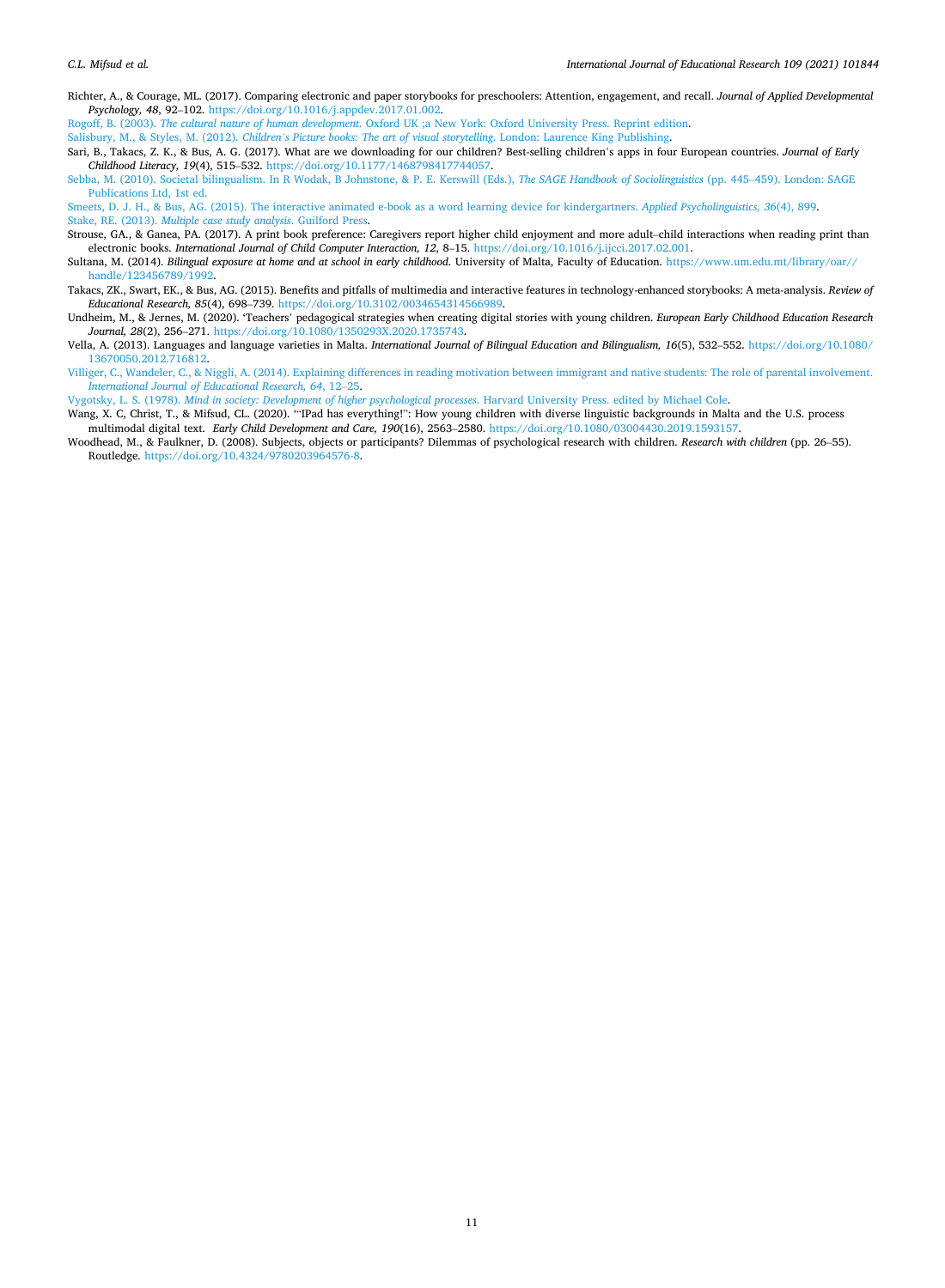Richter, A., & Courage, ML. (2017). Comparing electronic and paper storybooks for preschoolers: Attention, engagement, and recall. *Journal of Applied Developmental Psychology, 48*, 92–102. https://doi.org/10.1016/j.appdev.2017.01.002.

Rogoff, B. (2003). *The cultural nature of human development.* Oxford UK ;a New York: Oxford University Press. Reprint edition.

Salisbury, M., & Styles, M. (2012). *Children's Picture books: The art of visual storytelling.* London: Laurence King Publishing.

Sari, B., Takacs, Z. K., & Bus, A. G. (2017). What are we downloading for our children? Best-selling children's apps in four European countries. *Journal of Early Childhood Literacy, 19*(4), 515–532. https://doi.org/10.1177/1468798417744057.

Sebba, M. (2010). Societal bilingualism. In R Wodak, B Johnstone, & P. E. Kerswill (Eds.), *The SAGE Handbook of Sociolinguistics* (pp. 445–459). London: SAGE Publications Ltd, 1st ed.

Smeets, D. J. H., & Bus, AG. (2015). The interactive animated e-book as a word learning device for kindergartners. *Applied Psycholinguistics, 36*(4), 899.

Stake, RE. (2013). *Multiple case study analysis.* Guilford Press.

Strouse, GA., & Ganea, PA. (2017). A print book preference: Caregivers report higher child enjoyment and more adult–child interactions when reading print than electronic books. *International Journal of Child Computer Interaction, 12*, 8–15. https://doi.org/10.1016/j.ijcci.2017.02.001.

Sultana, M. (2014). *Bilingual exposure at home and at school in early childhood.* University of Malta, Faculty of Education. https://www.um.edu.mt/library/oar//handle/123456789/1992.

Takacs, ZK., Swart, EK., & Bus, AG. (2015). Benefits and pitfalls of multimedia and interactive features in technology-enhanced storybooks: A meta-analysis. *Review of Educational Research, 85*(4), 698–739. https://doi.org/10.3102/0034654314566989.

Undheim, M., & Jernes, M. (2020). 'Teachers' pedagogical strategies when creating digital stories with young children. *European Early Childhood Education Research Journal, 28*(2), 256–271. https://doi.org/10.1080/1350293X.2020.1735743.

Vella, A. (2013). Languages and language varieties in Malta. *International Journal of Bilingual Education and Bilingualism, 16*(5), 532–552. https://doi.org/10.1080/13670050.2012.716812.

Villiger, C., Wandeler, C., & Niggli, A. (2014). Explaining differences in reading motivation between immigrant and native students: The role of parental involvement. *International Journal of Educational Research, 64*, 12–25.

Vygotsky, L. S. (1978). *Mind in society: Development of higher psychological processes.* Harvard University Press. edited by Michael Cole.

Wang, X. C, Christ, T., & Mifsud, CL. (2020). "'IPad has everything!'": How young children with diverse linguistic backgrounds in Malta and the U.S. process multimodal digital text. *Early Child Development and Care, 190*(16), 2563–2580. https://doi.org/10.1080/03004430.2019.1593157.

Woodhead, M., & Faulkner, D. (2008). Subjects, objects or participants? Dilemmas of psychological research with children. *Research with children* (pp. 26–55). Routledge. https://doi.org/10.4324/9780203964576-8.